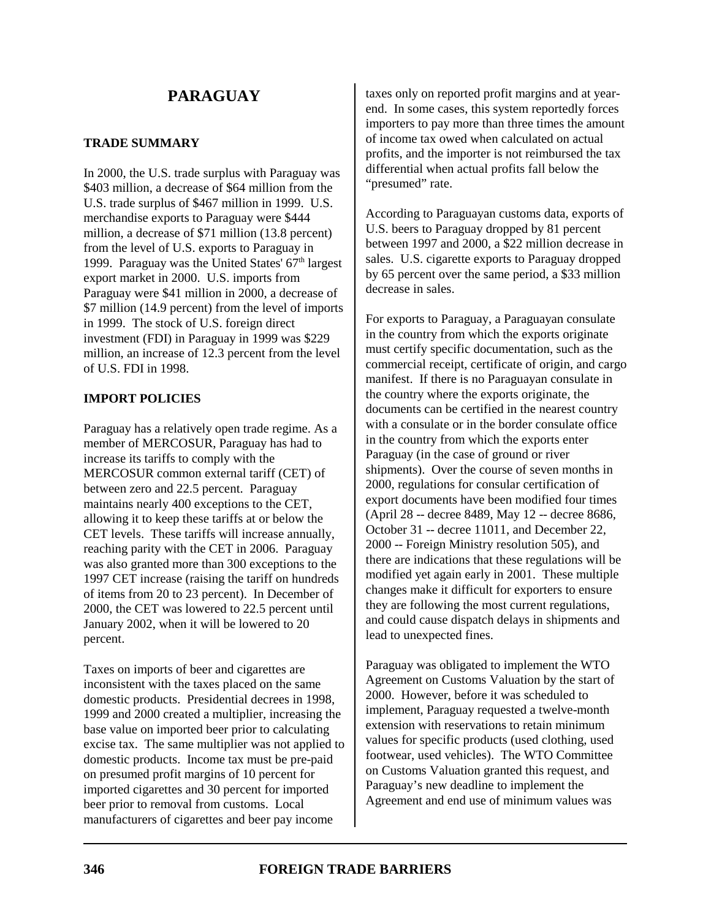# PARAGUAY

## TRADE SUMMARY

In 2000, the U.S. trade surplus with Paraguay was \$403 million, a decrease of \$64 million from the U.S. trade surplus of \$467 million in 1999. U.S. merchandise exports to Paraguay were \$444 million, a decrease of \$71 million (13.8 percent) from the level of U.S. exports to Paraguay in 1999. Paraguay was the United States' 67th largest export market in 2000. U.S. imports from Paraguay were \$41 million in 2000, a decrease of \$7 million (14.9 percent) from the level of imports in 1999. The stock of U.S. foreign direct investment (FDI) in Paraguay in 1999 was \$229 million, an increase of 12.3 percent from the level of U.S. FDI in 1998.

## IMPORT POLICIES

Paraguay has a relatively open trade regime. As a member of MERCOSUR, Paraguay has had to increase its tariffs to comply with the MERCOSUR common external tariff (CET) of between zero and 22.5 percent. Paraguay maintains nearly 400 exceptions to the CET, allowing it to keep these tariffs at or below the CET levels. These tariffs will increase annually, reaching parity with the CET in 2006. Paraguay was also granted more than 300 exceptions to the 1997 CET increase (raising the tariff on hundreds of items from 20 to 23 percent). In December of 2000, the CET was lowered to 22.5 percent until January 2002, when it will be lowered to 20 percent.

Taxes on imports of beer and cigarettes are inconsistent with the taxes placed on the same domestic products. Presidential decrees in 1998, 1999 and 2000 created a multiplier, increasing the base value on imported beer prior to calculating excise tax. The same multiplier was not applied to domestic products. Income tax must be pre-paid on presumed profit margins of 10 percent for imported cigarettes and 30 percent for imported beer prior to removal from customs. Local manufacturers of cigarettes and beer pay income taxes only on reported profit margins and at year-end. In some cases, this system reportedly forces importers to pay more than three times the amount of income tax owed when calculated on actual profits, and the importer is not reimbursed the tax differential when actual profits fall below the "presumed" rate.

According to Paraguayan customs data, exports of U.S. beers to Paraguay dropped by 81 percent between 1997 and 2000, a \$22 million decrease in sales. U.S. cigarette exports to Paraguay dropped by 65 percent over the same period, a \$33 million decrease in sales.

For exports to Paraguay, a Paraguayan consulate in the country from which the exports originate must certify specific documentation, such as the commercial receipt, certificate of origin, and cargo manifest. If there is no Paraguayan consulate in the country where the exports originate, the documents can be certified in the nearest country with a consulate or in the border consulate office in the country from which the exports enter Paraguay (in the case of ground or river shipments). Over the course of seven months in 2000, regulations for consular certification of export documents have been modified four times (April 28 -- decree 8489, May 12 -- decree 8686, October 31 -- decree 11011, and December 22, 2000 -- Foreign Ministry resolution 505), and there are indications that these regulations will be modified yet again early in 2001. These multiple changes make it difficult for exporters to ensure they are following the most current regulations, and could cause dispatch delays in shipments and lead to unexpected fines.

Paraguay was obligated to implement the WTO Agreement on Customs Valuation by the start of 2000. However, before it was scheduled to implement, Paraguay requested a twelve-month extension with reservations to retain minimum values for specific products (used clothing, used footwear, used vehicles). The WTO Committee on Customs Valuation granted this request, and Paraguay's new deadline to implement the Agreement and end use of minimum values was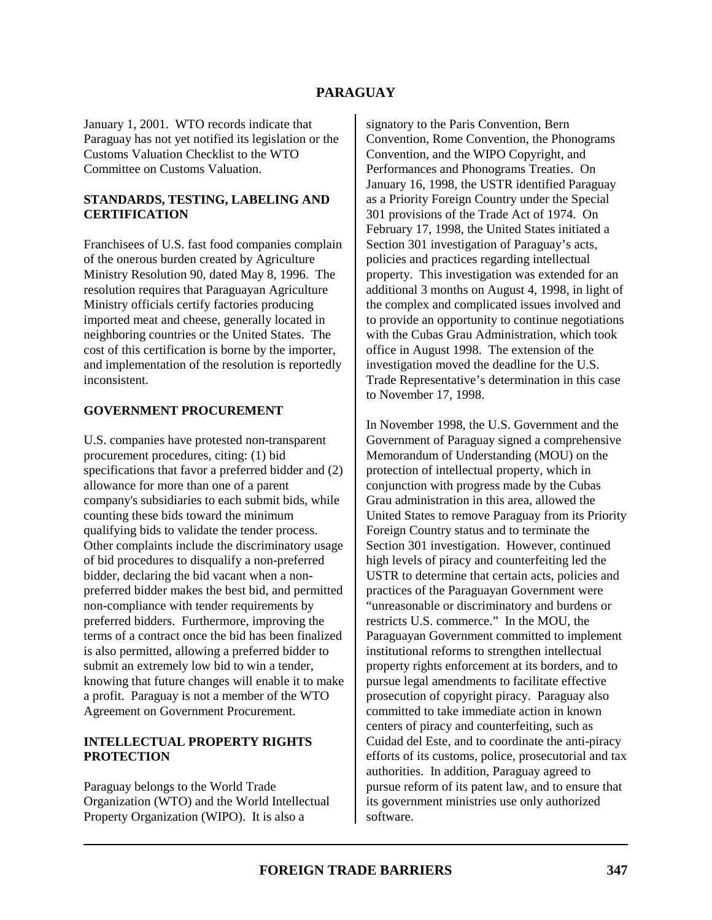January 1, 2001. WTO records indicate that Paraguay has not yet notified its legislation or the Customs Valuation Checklist to the WTO Committee on Customs Valuation.

## STANDARDS, TESTING, LABELING AND CERTIFICATION

Franchisees of U.S. fast food companies complain of the onerous burden created by Agriculture Ministry Resolution 90, dated May 8, 1996. The resolution requires that Paraguayan Agriculture Ministry officials certify factories producing imported meat and cheese, generally located in neighboring countries or the United States. The cost of this certification is borne by the importer, and implementation of the resolution is reportedly inconsistent.

## GOVERNMENT PROCUREMENT

U.S. companies have protested non-transparent procurement procedures, citing: (1) bid specifications that favor a preferred bidder and (2) allowance for more than one of a parent company's subsidiaries to each submit bids, while counting these bids toward the minimum qualifying bids to validate the tender process. Other complaints include the discriminatory usage of bid procedures to disqualify a non-preferred bidder, declaring the bid vacant when a non-preferred bidder makes the best bid, and permitted non-compliance with tender requirements by preferred bidders. Furthermore, improving the terms of a contract once the bid has been finalized is also permitted, allowing a preferred bidder to submit an extremely low bid to win a tender, knowing that future changes will enable it to make a profit. Paraguay is not a member of the WTO Agreement on Government Procurement.

## INTELLECTUAL PROPERTY RIGHTS PROTECTION

Paraguay belongs to the World Trade Organization (WTO) and the World Intellectual Property Organization (WIPO). It is also a signatory to the Paris Convention, Bern Convention, Rome Convention, the Phonograms Convention, and the WIPO Copyright, and Performances and Phonograms Treaties. On January 16, 1998, the USTR identified Paraguay as a Priority Foreign Country under the Special 301 provisions of the Trade Act of 1974. On February 17, 1998, the United States initiated a Section 301 investigation of Paraguay's acts, policies and practices regarding intellectual property. This investigation was extended for an additional 3 months on August 4, 1998, in light of the complex and complicated issues involved and to provide an opportunity to continue negotiations with the Cubas Grau Administration, which took office in August 1998. The extension of the investigation moved the deadline for the U.S. Trade Representative's determination in this case to November 17, 1998.

In November 1998, the U.S. Government and the Government of Paraguay signed a comprehensive Memorandum of Understanding (MOU) on the protection of intellectual property, which in conjunction with progress made by the Cubas Grau administration in this area, allowed the United States to remove Paraguay from its Priority Foreign Country status and to terminate the Section 301 investigation. However, continued high levels of piracy and counterfeiting led the USTR to determine that certain acts, policies and practices of the Paraguayan Government were "unreasonable or discriminatory and burdens or restricts U.S. commerce." In the MOU, the Paraguayan Government committed to implement institutional reforms to strengthen intellectual property rights enforcement at its borders, and to pursue legal amendments to facilitate effective prosecution of copyright piracy. Paraguay also committed to take immediate action in known centers of piracy and counterfeiting, such as Cuidad del Este, and to coordinate the anti-piracy efforts of its customs, police, prosecutorial and tax authorities. In addition, Paraguay agreed to pursue reform of its patent law, and to ensure that its government ministries use only authorized software.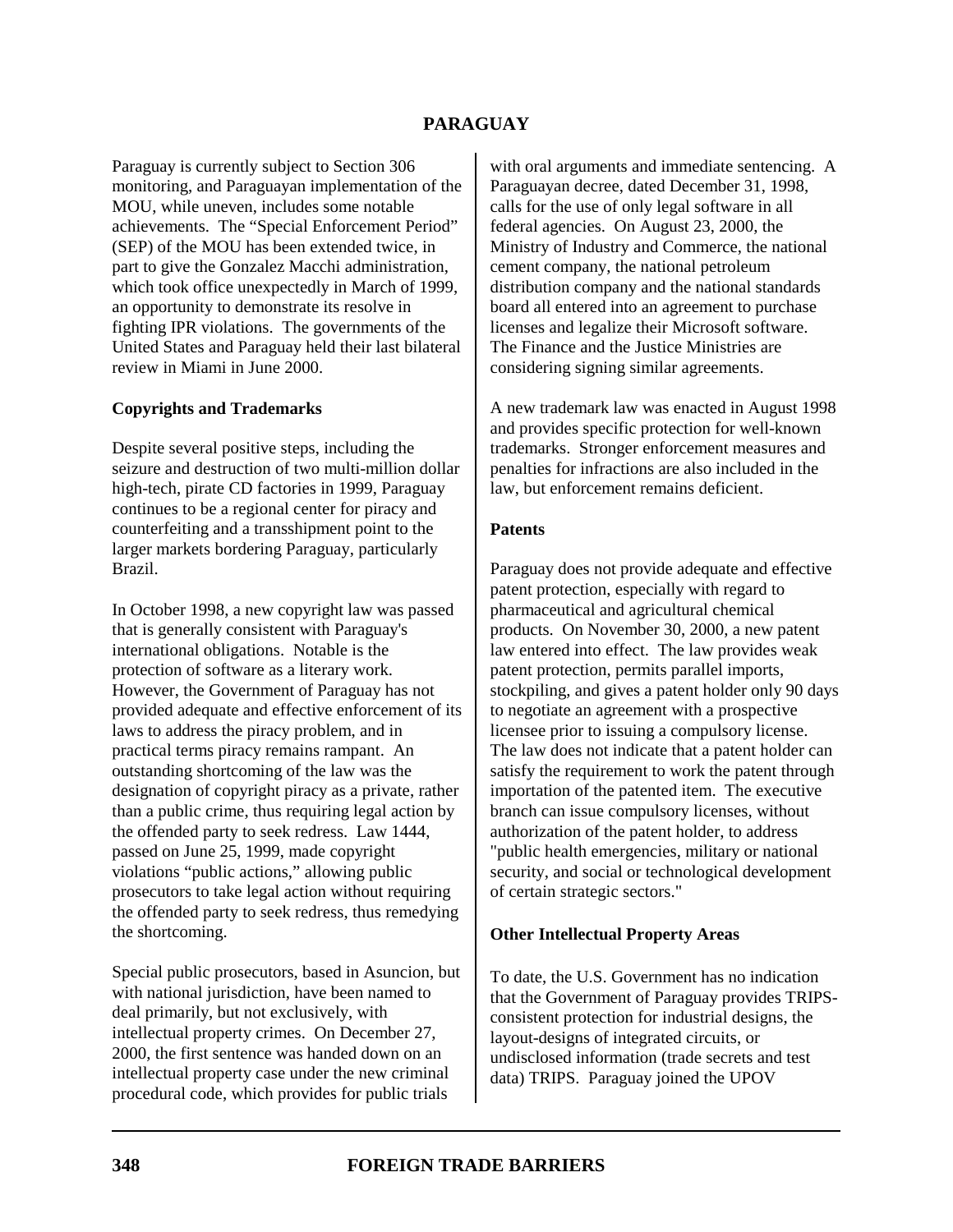## PARAGUAY

Paraguay is currently subject to Section 306 monitoring, and Paraguayan implementation of the MOU, while uneven, includes some notable achievements. The "Special Enforcement Period" (SEP) of the MOU has been extended twice, in part to give the Gonzalez Macchi administration, which took office unexpectedly in March of 1999, an opportunity to demonstrate its resolve in fighting IPR violations. The governments of the United States and Paraguay held their last bilateral review in Miami in June 2000.

### Copyrights and Trademarks

Despite several positive steps, including the seizure and destruction of two multi-million dollar high-tech, pirate CD factories in 1999, Paraguay continues to be a regional center for piracy and counterfeiting and a transshipment point to the larger markets bordering Paraguay, particularly Brazil.

In October 1998, a new copyright law was passed that is generally consistent with Paraguay's international obligations. Notable is the protection of software as a literary work. However, the Government of Paraguay has not provided adequate and effective enforcement of its laws to address the piracy problem, and in practical terms piracy remains rampant. An outstanding shortcoming of the law was the designation of copyright piracy as a private, rather than a public crime, thus requiring legal action by the offended party to seek redress. Law 1444, passed on June 25, 1999, made copyright violations "public actions," allowing public prosecutors to take legal action without requiring the offended party to seek redress, thus remedying the shortcoming.

Special public prosecutors, based in Asuncion, but with national jurisdiction, have been named to deal primarily, but not exclusively, with intellectual property crimes. On December 27, 2000, the first sentence was handed down on an intellectual property case under the new criminal procedural code, which provides for public trials with oral arguments and immediate sentencing. A Paraguayan decree, dated December 31, 1998, calls for the use of only legal software in all federal agencies. On August 23, 2000, the Ministry of Industry and Commerce, the national cement company, the national petroleum distribution company and the national standards board all entered into an agreement to purchase licenses and legalize their Microsoft software. The Finance and the Justice Ministries are considering signing similar agreements.

A new trademark law was enacted in August 1998 and provides specific protection for well-known trademarks. Stronger enforcement measures and penalties for infractions are also included in the law, but enforcement remains deficient.

### Patents

Paraguay does not provide adequate and effective patent protection, especially with regard to pharmaceutical and agricultural chemical products. On November 30, 2000, a new patent law entered into effect. The law provides weak patent protection, permits parallel imports, stockpiling, and gives a patent holder only 90 days to negotiate an agreement with a prospective licensee prior to issuing a compulsory license. The law does not indicate that a patent holder can satisfy the requirement to work the patent through importation of the patented item. The executive branch can issue compulsory licenses, without authorization of the patent holder, to address "public health emergencies, military or national security, and social or technological development of certain strategic sectors."

### Other Intellectual Property Areas

To date, the U.S. Government has no indication that the Government of Paraguay provides TRIPS-consistent protection for industrial designs, the layout-designs of integrated circuits, or undisclosed information (trade secrets and test data) TRIPS. Paraguay joined the UPOV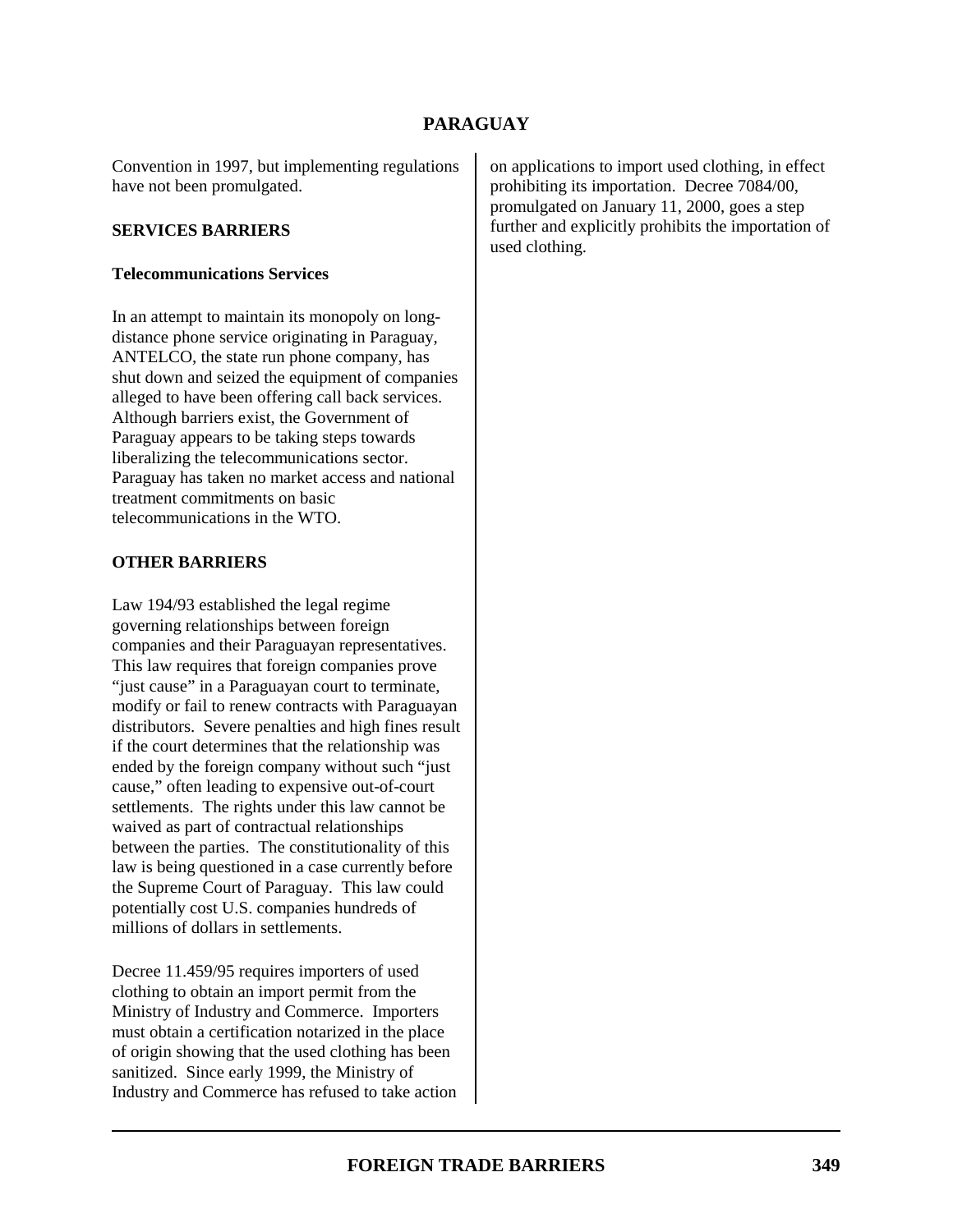Convention in 1997, but implementing regulations have not been promulgated.

## SERVICES BARRIERS

### Telecommunications Services

In an attempt to maintain its monopoly on long-distance phone service originating in Paraguay, ANTELCO, the state run phone company, has shut down and seized the equipment of companies alleged to have been offering call back services. Although barriers exist, the Government of Paraguay appears to be taking steps towards liberalizing the telecommunications sector. Paraguay has taken no market access and national treatment commitments on basic telecommunications in the WTO.

## OTHER BARRIERS

Law 194/93 established the legal regime governing relationships between foreign companies and their Paraguayan representatives. This law requires that foreign companies prove "just cause" in a Paraguayan court to terminate, modify or fail to renew contracts with Paraguayan distributors. Severe penalties and high fines result if the court determines that the relationship was ended by the foreign company without such "just cause," often leading to expensive out-of-court settlements. The rights under this law cannot be waived as part of contractual relationships between the parties. The constitutionality of this law is being questioned in a case currently before the Supreme Court of Paraguay. This law could potentially cost U.S. companies hundreds of millions of dollars in settlements.

Decree 11.459/95 requires importers of used clothing to obtain an import permit from the Ministry of Industry and Commerce. Importers must obtain a certification notarized in the place of origin showing that the used clothing has been sanitized. Since early 1999, the Ministry of Industry and Commerce has refused to take action on applications to import used clothing, in effect prohibiting its importation. Decree 7084/00, promulgated on January 11, 2000, goes a step further and explicitly prohibits the importation of used clothing.